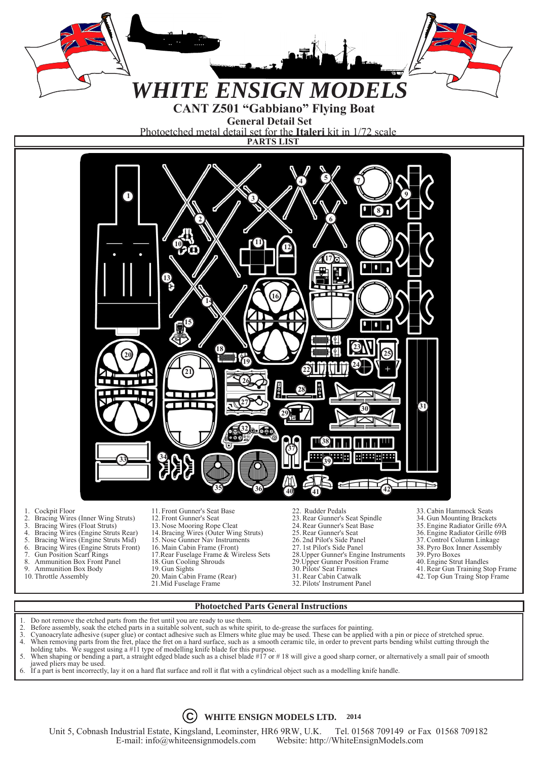# WHITE ENSIGN MODELS

## CANT Z501 "Gabbiano" Flying Boat

### General Detail Set

Photoetched metal detail set for the **Italeri** kit in 1/72 scale

**PARTS LIST**

1. Cockpit Floor
2. Bracing Wires (Inner Wing Struts)
3. Bracing Wires (Float Struts)
4. Bracing Wires (Engine Struts Rear)
5. Bracing Wires (Engine Struts Mid)
6. Bracing Wires (Engine Struts Front)
7. Gun Position Scarf Rings
8. Ammunition Box Front Panel
9. Ammunition Box Body
10. Throttle Assembly
11. Front Gunner's Seat Base
12. Front Gunner's Seat
13. Nose Mooring Rope Cleat
14. Bracing Wires (Outer Wing Struts)
15. Nose Gunner Nav Instruments
16. Main Cabin Frame (Front)
17. Rear Fuselage Frame & Wireless Sets
18. Gun Cooling Shrouds
19. Gun Sights
20. Main Cabin Frame (Rear)
21. Mid Fuselage Frame
22. Rudder Pedals
23. Rear Gunner's Seat Spindle
24. Rear Gunner's Seat Base
25. Rear Gunner's Seat
26. 2nd Pilot's Side Panel
27. 1st Pilot's Side Panel
28. Upper Gunner's Engine Instruments
29. Upper Gunner Position Frame
30. Pilots' Seat Frames
31. Rear Cabin Catwalk
32. Pilots' Instrument Panel
33. Cabin Hammock Seats
34. Gun Mounting Brackets
35. Engine Radiator Grille 69A
36. Engine Radiator Grille 69B
37. Control Column Linkage
38. Pyro Box Inner Assembly
39. Pyro Boxes
40. Engine Strut Handles
41. Rear Gun Training Stop Frame
42. Top Gun Traing Stop Frame

**Photoetched Parts General Instructions**

1. Do not remove the etched parts from the fret until you are ready to use them.
2. Before assembly, soak the etched parts in a suitable solvent, such as white spirit, to de-grease the surfaces for painting.
3. Cyanoacrylate adhesive (super glue) or contact adhesive such as Elmers white glue may be used. These can be applied with a pin or piece of stretched sprue.
4. When removing parts from the fret, place the fret on a hard surface, such as a smooth ceramic tile, in order to prevent parts bending whilst cutting through the holding tabs. We suggest using a #11 type of modelling knife blade for this purpose.
5. When shaping or bending a part, a straight edged blade such as a chisel blade #17 or # 18 will give a good sharp corner, or alternatively a small pair of smooth jawed pliers may be used.
6. If a part is bent incorrectly, lay it on a hard flat surface and roll it flat with a cylindrical object such as a modelling knife handle.

© **WHITE ENSIGN MODELS LTD. 2014**

Unit 5, Cobnash Industrial Estate, Kingsland, Leominster, HR6 9RW, U.K. Tel. 01568 709149 or Fax 01568 709182
E-mail: info@whiteensignmodels.com Website: http://WhiteEnsignModels.com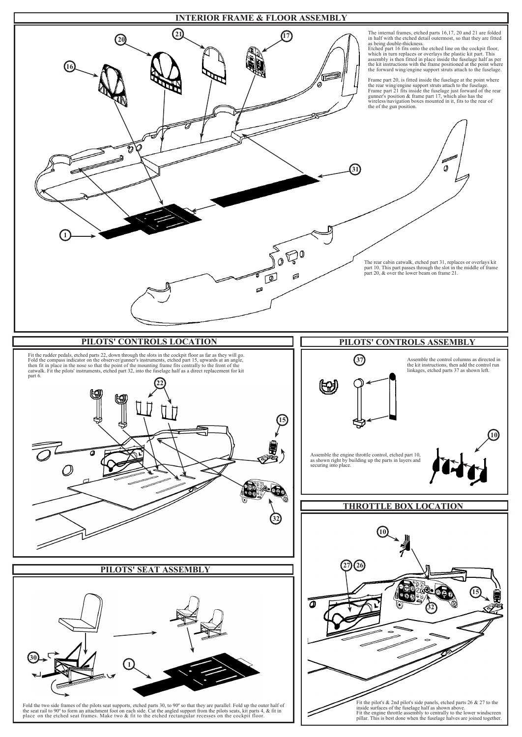## INTERIOR FRAME & FLOOR ASSEMBLY

The internal frames, etched parts 16,17, 20 and 21 are folded in half with the etched detail outermost, so that they are fitted as being double-thickness.
Etched part 16 fits onto the etched line on the cockpit floor, which in turn replaces or overlays the plastic kit part. This assembly is then fitted in place inside the fuselage half as per the kit instructions with the frame positioned at the point where the forward wing/engine support struts attach to the fuselage.

Frame part 20, is fitted inside the fuselage at the point where the rear wing/engine support struts attach to the fuselage. Frame part 21 fits inside the fuselage just forward of the rear gunner's position & frame part 17, which also has the wireless/navigation boxes mounted in it, fits to the rear of the of the gun position.

The rear cabin catwalk, etched part 31, replaces or overlays kit part 10. This part passes through the slot in the middle of frame part 20, & over the lower beam on frame 21.

## PILOTS' CONTROLS LOCATION

Fit the rudder pedals, etched parts 22, down through the slots in the cockpit floor as far as they will go. Fold the compass indicator on the observer/gunner's instruments, etched part 15, upwards at an angle, then fit in place in the nose so that the point of the mounting frame fits centrally to the front of the catwalk. Fit the pilots' instruments, etched part 32, into the fuselage half as a direct replacement for kit part 6.

## PILOTS' CONTROLS ASSEMBLY

Assemble the control columns as directed in the kit instructions, then add the control run linkages, etched parts 37 as shown left.

Assemble the engine throttle control, etched part 10, as shown right by building up the parts in layers and securing into place.

## PILOTS' SEAT ASSEMBLY

Fold the two side frames of the pilots seat supports, etched parts 30, to 90º so that they are parallel. Fold up the outer half of the seat rail to 90º to form an attachment foot on each side. Cut the angled support from the pilots seats, kit parts 4, & fit in place on the etched seat frames. Make two & fit to the etched rectangular recesses on the cockpit floor.

## THROTTLE BOX LOCATION

Fit the pilot's & 2nd pilot's side panels, etched parts 26 & 27 to the inside surfaces of the fuselage half as shown above.
Fit the engine throttle assembly to centrally to the lower windscreen pillar. This is best done when the fuselage halves are joined together.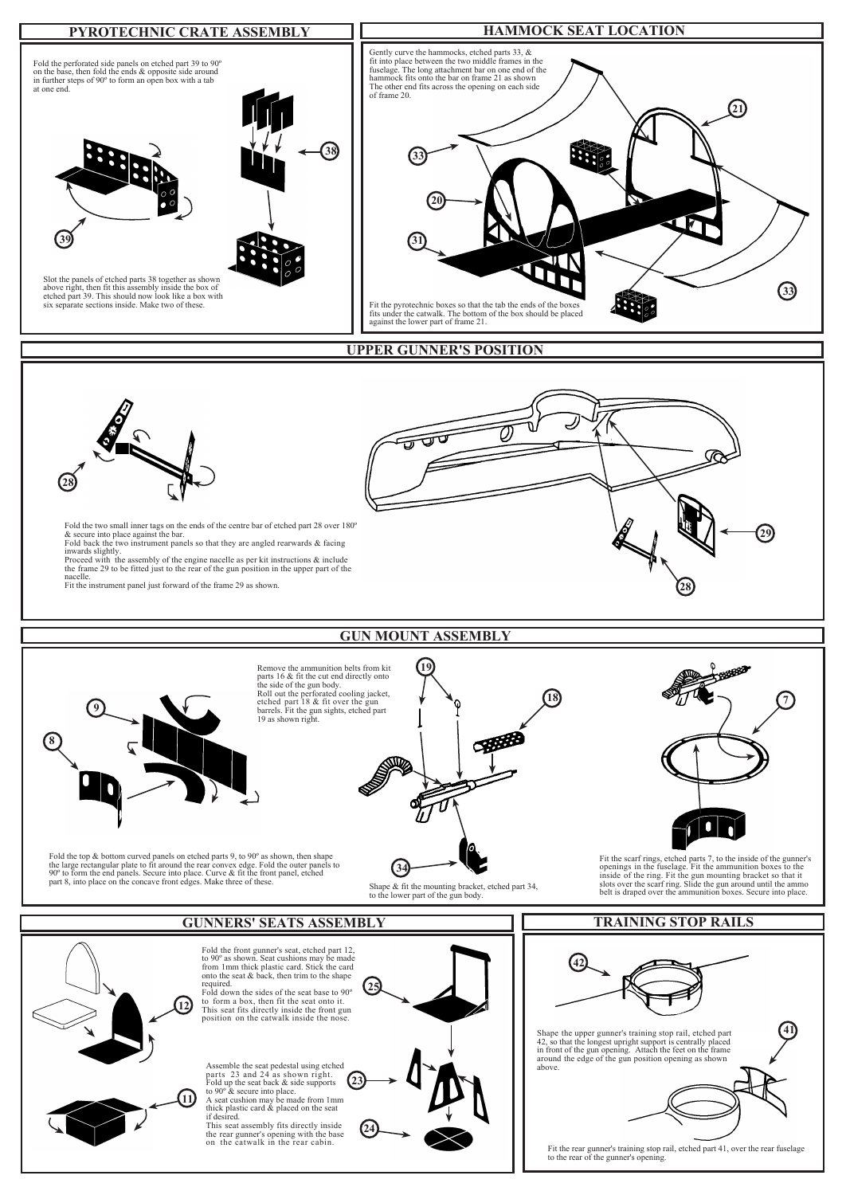## PYROTECHNIC CRATE ASSEMBLY

Fold the perforated side panels on etched part 39 to 90º on the base, then fold the ends & opposite side around in further steps of 90º to form an open box with a tab at one end.

38

39

Slot the panels of etched parts 38 together as shown above right, then fit this assembly inside the box of etched part 39. This should now look like a box with six separate sections inside. Make two of these.

## HAMMOCK SEAT LOCATION

Gently curve the hammocks, etched parts 33, & fit into place between the two middle frames in the fuselage. The long attachment bar on one end of the hammock fits onto the bar on frame 21 as shown The other end fits across the opening on each side of frame 20.

21

33

20

31

33

Fit the pyrotechnic boxes so that the tab the ends of the boxes fits under the catwalk. The bottom of the box should be placed against the lower part of frame 21.

## UPPER GUNNER'S POSITION

28

Fold the two small inner tags on the ends of the centre bar of etched part 28 over 180º & secure into place against the bar.
Fold back the two instrument panels so that they are angled rearwards & facing inwards slightly.
Proceed with the assembly of the engine nacelle as per kit instructions & include the frame 29 to be fitted just to the rear of the gun position in the upper part of the nacelle.
Fit the instrument panel just forward of the frame 29 as shown.

29

28

## GUN MOUNT ASSEMBLY

9

8

Remove the ammunition belts from kit parts 16 & fit the cut end directly onto the side of the gun body.
Roll out the perforated cooling jacket, etched part 18 & fit over the gun barrels. Fit the gun sights, etched part 19 as shown right.

19

18

7

Fold the top & bottom curved panels on etched parts 9, to 90º as shown, then shape the large rectangular plate to fit around the rear convex edge. Fold the outer panels to 90º to form the end panels. Secure into place. Curve & fit the front panel, etched part 8, into place on the concave front edges. Make three of these.

34

Shape & fit the mounting bracket, etched part 34, to the lower part of the gun body.

Fit the scarf rings, etched parts 7, to the inside of the gunner's openings in the fuselage. Fit the ammunition boxes to the inside of the ring. Fit the gun mounting bracket so that it slots over the scarf ring. Slide the gun around until the ammo belt is draped over the ammunition boxes. Secure into place.

## GUNNERS' SEATS ASSEMBLY

12

Fold the front gunner's seat, etched part 12, to 90º as shown. Seat cushions may be made from 1mm thick plastic card. Stick the card onto the seat & back, then trim to the shape required.
Fold down the sides of the seat base to 90º to form a box, then fit the seat onto it. This seat fits directly inside the front gun position on the catwalk inside the nose.

25

11

Assemble the seat pedestal using etched parts 23 and 24 as shown right. Fold up the seat back & side supports to 90º & secure into place.
A seat cushion may be made from 1mm thick plastic card & placed on the seat if desired.
This seat assembly fits directly inside the rear gunner's opening with the base on the catwalk in the rear cabin.

23

24

## TRAINING STOP RAILS

42

Shape the upper gunner's training stop rail, etched part 42, so that the longest upright support is centrally placed in front of the gun opening. Attach the feet on the frame around the edge of the gun position opening as shown above.

41

Fit the rear gunner's training stop rail, etched part 41, over the rear fuselage to the rear of the gunner's opening.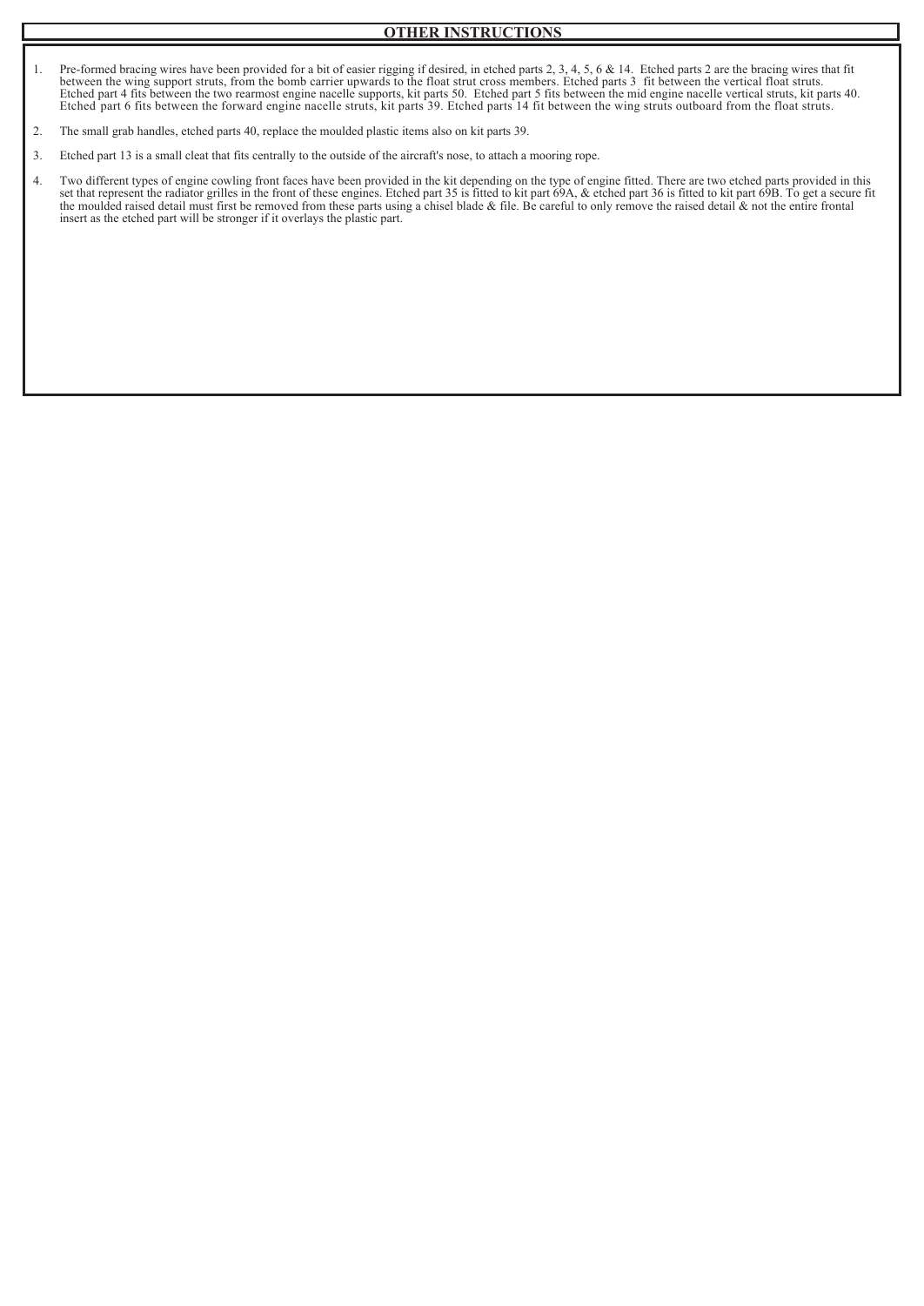## OTHER INSTRUCTIONS

1. Pre-formed bracing wires have been provided for a bit of easier rigging if desired, in etched parts 2, 3, 4, 5, 6 & 14. Etched parts 2 are the bracing wires that fit between the wing support struts, from the bomb carrier upwards to the float strut cross members. Etched parts 3 fit between the vertical float struts. Etched part 4 fits between the two rearmost engine nacelle supports, kit parts 50. Etched part 5 fits between the mid engine nacelle vertical struts, kit parts 40. Etched part 6 fits between the forward engine nacelle struts, kit parts 39. Etched parts 14 fit between the wing struts outboard from the float struts.

2. The small grab handles, etched parts 40, replace the moulded plastic items also on kit parts 39.

3. Etched part 13 is a small cleat that fits centrally to the outside of the aircraft's nose, to attach a mooring rope.

4. Two different types of engine cowling front faces have been provided in the kit depending on the type of engine fitted. There are two etched parts provided in this set that represent the radiator grilles in the front of these engines. Etched part 35 is fitted to kit part 69A, & etched part 36 is fitted to kit part 69B. To get a secure fit the moulded raised detail must first be removed from these parts using a chisel blade & file. Be careful to only remove the raised detail & not the entire frontal insert as the etched part will be stronger if it overlays the plastic part.